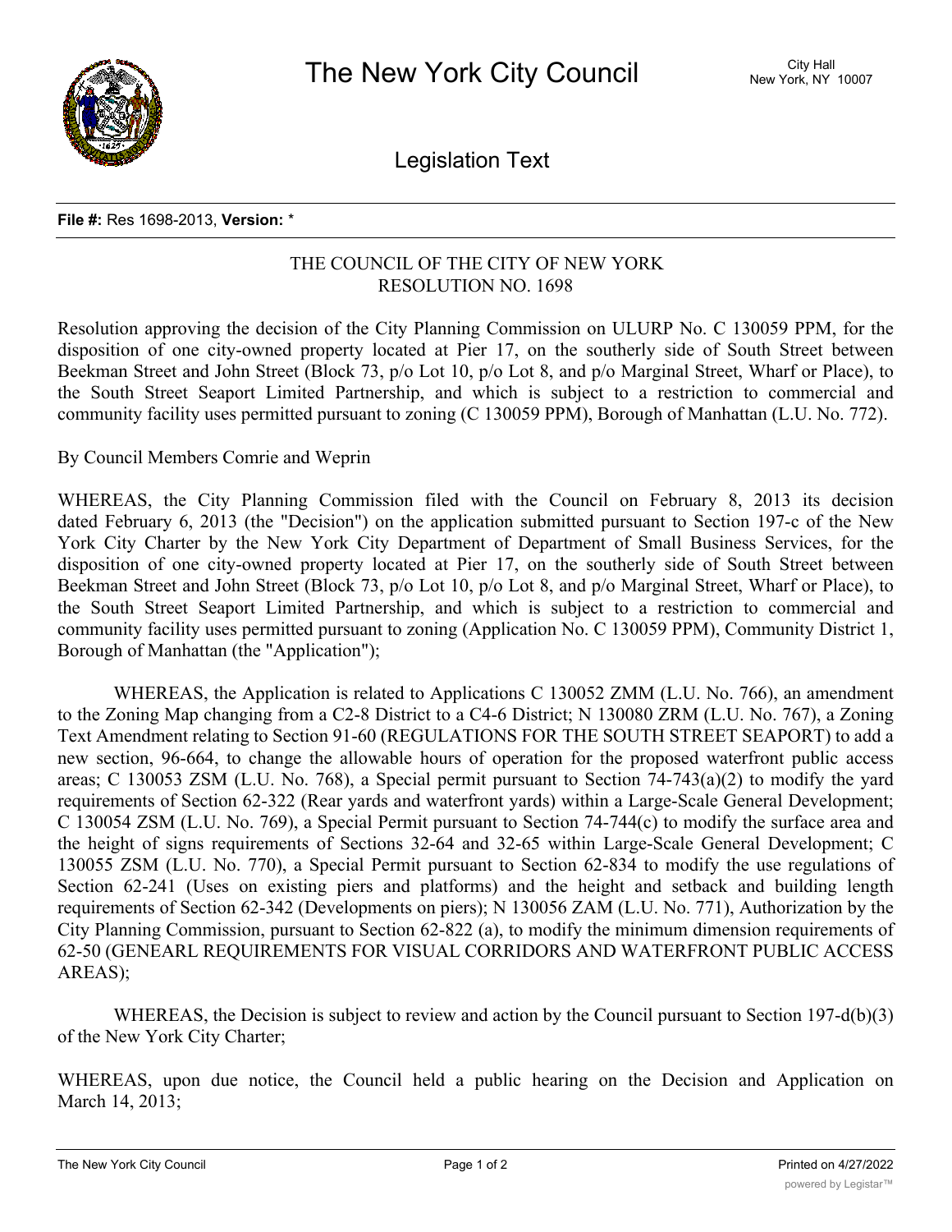# The New York City Council

City Hall
New York, NY 10007

## Legislation Text

**File #:** Res 1698-2013, **Version:** *

THE COUNCIL OF THE CITY OF NEW YORK
RESOLUTION NO. 1698

Resolution approving the decision of the City Planning Commission on ULURP No. C 130059 PPM, for the disposition of one city-owned property located at Pier 17, on the southerly side of South Street between Beekman Street and John Street (Block 73, p/o Lot 10, p/o Lot 8, and p/o Marginal Street, Wharf or Place), to the South Street Seaport Limited Partnership, and which is subject to a restriction to commercial and community facility uses permitted pursuant to zoning (C 130059 PPM), Borough of Manhattan (L.U. No. 772).

By Council Members Comrie and Weprin

WHEREAS, the City Planning Commission filed with the Council on February 8, 2013 its decision dated February 6, 2013 (the "Decision") on the application submitted pursuant to Section 197-c of the New York City Charter by the New York City Department of Department of Small Business Services, for the disposition of one city-owned property located at Pier 17, on the southerly side of South Street between Beekman Street and John Street (Block 73, p/o Lot 10, p/o Lot 8, and p/o Marginal Street, Wharf or Place), to the South Street Seaport Limited Partnership, and which is subject to a restriction to commercial and community facility uses permitted pursuant to zoning (Application No. C 130059 PPM), Community District 1, Borough of Manhattan (the "Application");

WHEREAS, the Application is related to Applications C 130052 ZMM (L.U. No. 766), an amendment to the Zoning Map changing from a C2-8 District to a C4-6 District; N 130080 ZRM (L.U. No. 767), a Zoning Text Amendment relating to Section 91-60 (REGULATIONS FOR THE SOUTH STREET SEAPORT) to add a new section, 96-664, to change the allowable hours of operation for the proposed waterfront public access areas; C 130053 ZSM (L.U. No. 768), a Special permit pursuant to Section 74-743(a)(2) to modify the yard requirements of Section 62-322 (Rear yards and waterfront yards) within a Large-Scale General Development; C 130054 ZSM (L.U. No. 769), a Special Permit pursuant to Section 74-744(c) to modify the surface area and the height of signs requirements of Sections 32-64 and 32-65 within Large-Scale General Development; C 130055 ZSM (L.U. No. 770), a Special Permit pursuant to Section 62-834 to modify the use regulations of Section 62-241 (Uses on existing piers and platforms) and the height and setback and building length requirements of Section 62-342 (Developments on piers); N 130056 ZAM (L.U. No. 771), Authorization by the City Planning Commission, pursuant to Section 62-822 (a), to modify the minimum dimension requirements of 62-50 (GENEARL REQUIREMENTS FOR VISUAL CORRIDORS AND WATERFRONT PUBLIC ACCESS AREAS);

WHEREAS, the Decision is subject to review and action by the Council pursuant to Section 197-d(b)(3) of the New York City Charter;

WHEREAS, upon due notice, the Council held a public hearing on the Decision and Application on March 14, 2013;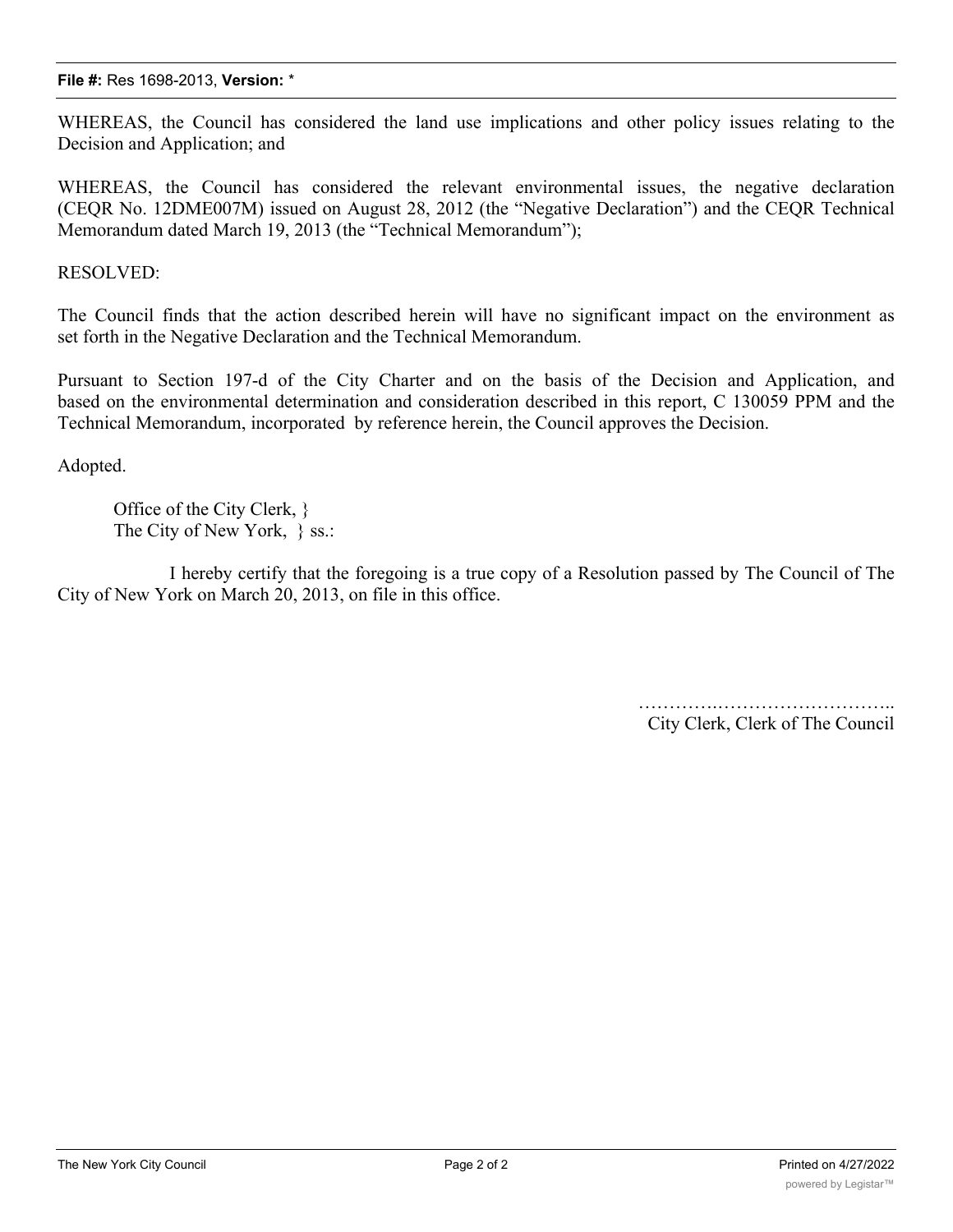WHEREAS, the Council has considered the land use implications and other policy issues relating to the Decision and Application; and

WHEREAS, the Council has considered the relevant environmental issues, the negative declaration (CEQR No. 12DME007M) issued on August 28, 2012 (the "Negative Declaration") and the CEQR Technical Memorandum dated March 19, 2013 (the "Technical Memorandum");

RESOLVED:

The Council finds that the action described herein will have no significant impact on the environment as set forth in the Negative Declaration and the Technical Memorandum.

Pursuant to Section 197-d of the City Charter and on the basis of the Decision and Application, and based on the environmental determination and consideration described in this report, C 130059 PPM and the Technical Memorandum, incorporated by reference herein, the Council approves the Decision.

Adopted.

Office of the City Clerk, }
The City of New York, } ss.:

I hereby certify that the foregoing is a true copy of a Resolution passed by The Council of The City of New York on March 20, 2013, on file in this office.

……….……………………..
City Clerk, Clerk of The Council